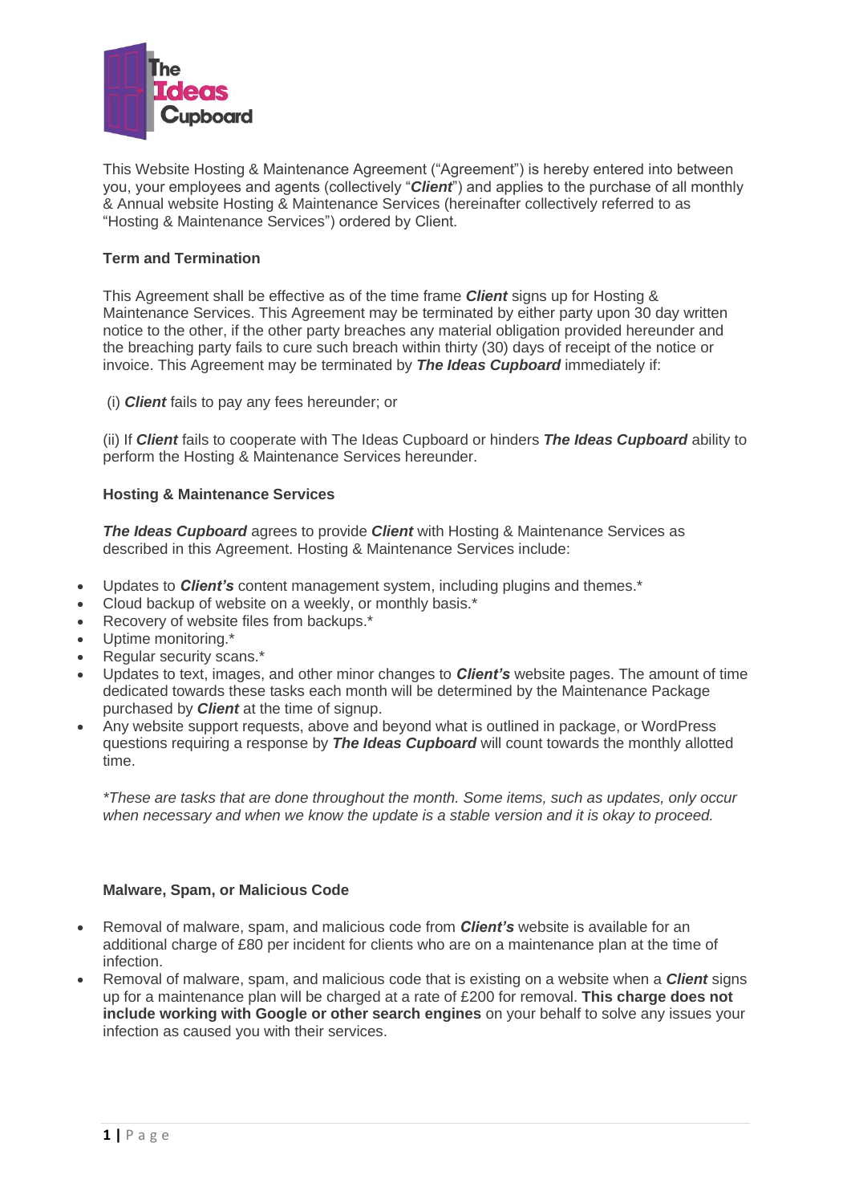The Ideas Cupboard

This Website Hosting & Maintenance Agreement ("Agreement") is hereby entered into between you, your employees and agents (collectively "***Client***") and applies to the purchase of all monthly & Annual website Hosting & Maintenance Services (hereinafter collectively referred to as "Hosting & Maintenance Services") ordered by Client.

**Term and Termination**

This Agreement shall be effective as of the time frame ***Client*** signs up for Hosting & Maintenance Services. This Agreement may be terminated by either party upon 30 day written notice to the other, if the other party breaches any material obligation provided hereunder and the breaching party fails to cure such breach within thirty (30) days of receipt of the notice or invoice. This Agreement may be terminated by ***The Ideas Cupboard*** immediately if:

(i) ***Client*** fails to pay any fees hereunder; or

(ii) If ***Client*** fails to cooperate with The Ideas Cupboard or hinders ***The Ideas Cupboard*** ability to perform the Hosting & Maintenance Services hereunder.

**Hosting & Maintenance Services**

***The Ideas Cupboard*** agrees to provide ***Client*** with Hosting & Maintenance Services as described in this Agreement. Hosting & Maintenance Services include:

- Updates to ***Client's*** content management system, including plugins and themes.*
- Cloud backup of website on a weekly, or monthly basis.*
- Recovery of website files from backups.*
- Uptime monitoring.*
- Regular security scans.*
- Updates to text, images, and other minor changes to ***Client's*** website pages. The amount of time dedicated towards these tasks each month will be determined by the Maintenance Package purchased by ***Client*** at the time of signup.
- Any website support requests, above and beyond what is outlined in package, or WordPress questions requiring a response by ***The Ideas Cupboard*** will count towards the monthly allotted time.

*\*These are tasks that are done throughout the month. Some items, such as updates, only occur when necessary and when we know the update is a stable version and it is okay to proceed.*

**Malware, Spam, or Malicious Code**

- Removal of malware, spam, and malicious code from ***Client's*** website is available for an additional charge of £80 per incident for clients who are on a maintenance plan at the time of infection.
- Removal of malware, spam, and malicious code that is existing on a website when a ***Client*** signs up for a maintenance plan will be charged at a rate of £200 for removal. **This charge does not include working with Google or other search engines** on your behalf to solve any issues your infection as caused you with their services.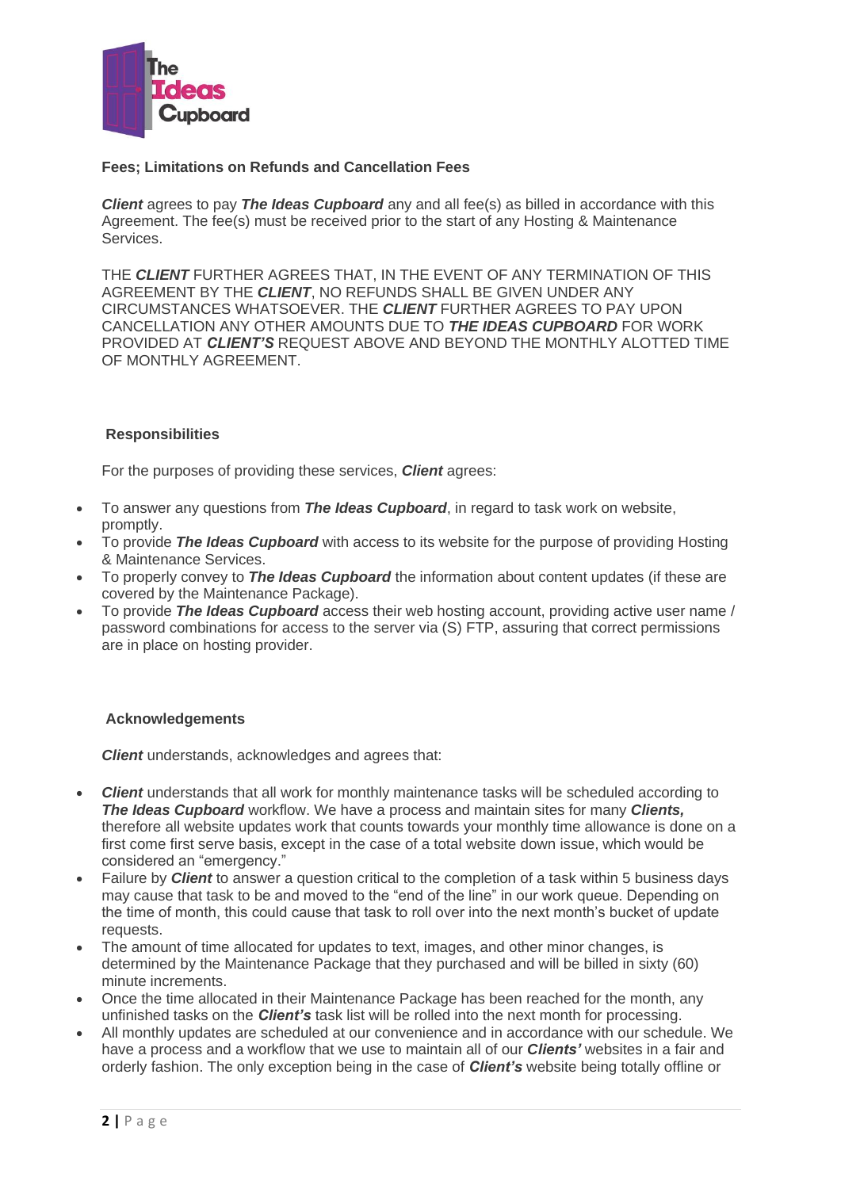### Fees; Limitations on Refunds and Cancellation Fees

***Client*** agrees to pay ***The Ideas Cupboard*** any and all fee(s) as billed in accordance with this Agreement. The fee(s) must be received prior to the start of any Hosting & Maintenance Services.

THE ***CLIENT*** FURTHER AGREES THAT, IN THE EVENT OF ANY TERMINATION OF THIS AGREEMENT BY THE ***CLIENT***, NO REFUNDS SHALL BE GIVEN UNDER ANY CIRCUMSTANCES WHATSOEVER. THE ***CLIENT*** FURTHER AGREES TO PAY UPON CANCELLATION ANY OTHER AMOUNTS DUE TO ***THE IDEAS CUPBOARD*** FOR WORK PROVIDED AT ***CLIENT'S*** REQUEST ABOVE AND BEYOND THE MONTHLY ALOTTED TIME OF MONTHLY AGREEMENT.

### Responsibilities

For the purposes of providing these services, ***Client*** agrees:

- To answer any questions from ***The Ideas Cupboard***, in regard to task work on website, promptly.
- To provide ***The Ideas Cupboard*** with access to its website for the purpose of providing Hosting & Maintenance Services.
- To properly convey to ***The Ideas Cupboard*** the information about content updates (if these are covered by the Maintenance Package).
- To provide ***The Ideas Cupboard*** access their web hosting account, providing active user name / password combinations for access to the server via (S) FTP, assuring that correct permissions are in place on hosting provider.

### Acknowledgements

***Client*** understands, acknowledges and agrees that:

- ***Client*** understands that all work for monthly maintenance tasks will be scheduled according to ***The Ideas Cupboard*** workflow. We have a process and maintain sites for many ***Clients,*** therefore all website updates work that counts towards your monthly time allowance is done on a first come first serve basis, except in the case of a total website down issue, which would be considered an "emergency."
- Failure by ***Client*** to answer a question critical to the completion of a task within 5 business days may cause that task to be and moved to the "end of the line" in our work queue. Depending on the time of month, this could cause that task to roll over into the next month's bucket of update requests.
- The amount of time allocated for updates to text, images, and other minor changes, is determined by the Maintenance Package that they purchased and will be billed in sixty (60) minute increments.
- Once the time allocated in their Maintenance Package has been reached for the month, any unfinished tasks on the ***Client's*** task list will be rolled into the next month for processing.
- All monthly updates are scheduled at our convenience and in accordance with our schedule. We have a process and a workflow that we use to maintain all of our ***Clients'*** websites in a fair and orderly fashion. The only exception being in the case of ***Client's*** website being totally offline or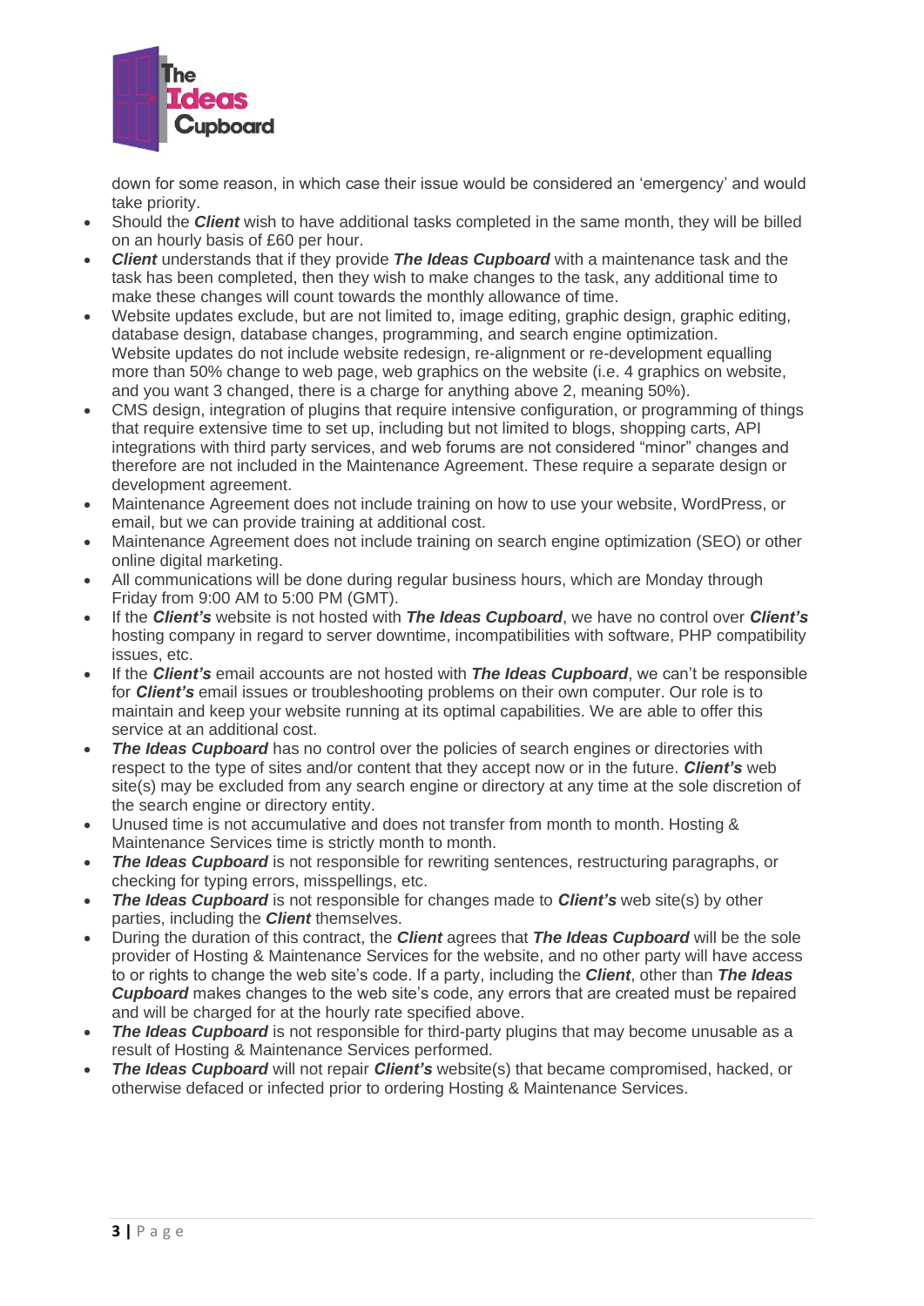down for some reason, in which case their issue would be considered an 'emergency' and would take priority.

- Should the ***Client*** wish to have additional tasks completed in the same month, they will be billed on an hourly basis of £60 per hour.
- ***Client*** understands that if they provide ***The Ideas Cupboard*** with a maintenance task and the task has been completed, then they wish to make changes to the task, any additional time to make these changes will count towards the monthly allowance of time.
- Website updates exclude, but are not limited to, image editing, graphic design, graphic editing, database design, database changes, programming, and search engine optimization. Website updates do not include website redesign, re-alignment or re-development equalling more than 50% change to web page, web graphics on the website (i.e. 4 graphics on website, and you want 3 changed, there is a charge for anything above 2, meaning 50%).
- CMS design, integration of plugins that require intensive configuration, or programming of things that require extensive time to set up, including but not limited to blogs, shopping carts, API integrations with third party services, and web forums are not considered "minor" changes and therefore are not included in the Maintenance Agreement. These require a separate design or development agreement.
- Maintenance Agreement does not include training on how to use your website, WordPress, or email, but we can provide training at additional cost.
- Maintenance Agreement does not include training on search engine optimization (SEO) or other online digital marketing.
- All communications will be done during regular business hours, which are Monday through Friday from 9:00 AM to 5:00 PM (GMT).
- If the ***Client's*** website is not hosted with ***The Ideas Cupboard***, we have no control over ***Client's*** hosting company in regard to server downtime, incompatibilities with software, PHP compatibility issues, etc.
- If the ***Client's*** email accounts are not hosted with ***The Ideas Cupboard***, we can't be responsible for ***Client's*** email issues or troubleshooting problems on their own computer. Our role is to maintain and keep your website running at its optimal capabilities. We are able to offer this service at an additional cost.
- ***The Ideas Cupboard*** has no control over the policies of search engines or directories with respect to the type of sites and/or content that they accept now or in the future. ***Client's*** web site(s) may be excluded from any search engine or directory at any time at the sole discretion of the search engine or directory entity.
- Unused time is not accumulative and does not transfer from month to month. Hosting & Maintenance Services time is strictly month to month.
- ***The Ideas Cupboard*** is not responsible for rewriting sentences, restructuring paragraphs, or checking for typing errors, misspellings, etc.
- ***The Ideas Cupboard*** is not responsible for changes made to ***Client's*** web site(s) by other parties, including the ***Client*** themselves.
- During the duration of this contract, the ***Client*** agrees that ***The Ideas Cupboard*** will be the sole provider of Hosting & Maintenance Services for the website, and no other party will have access to or rights to change the web site's code. If a party, including the ***Client***, other than ***The Ideas Cupboard*** makes changes to the web site's code, any errors that are created must be repaired and will be charged for at the hourly rate specified above.
- ***The Ideas Cupboard*** is not responsible for third-party plugins that may become unusable as a result of Hosting & Maintenance Services performed.
- ***The Ideas Cupboard*** will not repair ***Client's*** website(s) that became compromised, hacked, or otherwise defaced or infected prior to ordering Hosting & Maintenance Services.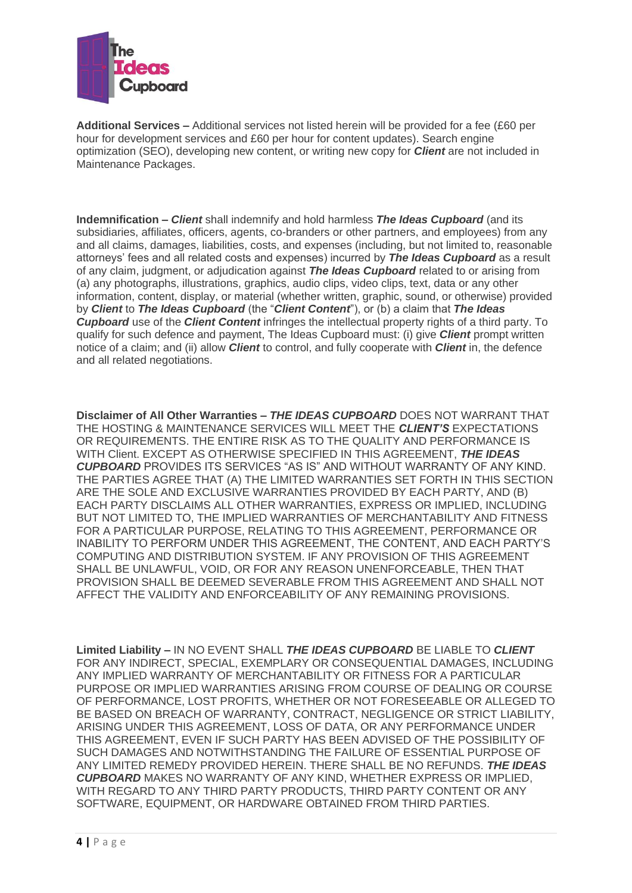**Additional Services –** Additional services not listed herein will be provided for a fee (£60 per hour for development services and £60 per hour for content updates). Search engine optimization (SEO), developing new content, or writing new copy for ***Client*** are not included in Maintenance Packages.

**Indemnification –** ***Client*** shall indemnify and hold harmless ***The Ideas Cupboard*** (and its subsidiaries, affiliates, officers, agents, co-branders or other partners, and employees) from any and all claims, damages, liabilities, costs, and expenses (including, but not limited to, reasonable attorneys' fees and all related costs and expenses) incurred by ***The Ideas Cupboard*** as a result of any claim, judgment, or adjudication against ***The Ideas Cupboard*** related to or arising from (a) any photographs, illustrations, graphics, audio clips, video clips, text, data or any other information, content, display, or material (whether written, graphic, sound, or otherwise) provided by ***Client*** to ***The Ideas Cupboard*** (the "***Client Content***"), or (b) a claim that ***The Ideas Cupboard*** use of the ***Client Content*** infringes the intellectual property rights of a third party. To qualify for such defence and payment, The Ideas Cupboard must: (i) give ***Client*** prompt written notice of a claim; and (ii) allow ***Client*** to control, and fully cooperate with ***Client*** in, the defence and all related negotiations.

**Disclaimer of All Other Warranties –** ***THE IDEAS CUPBOARD*** DOES NOT WARRANT THAT THE HOSTING & MAINTENANCE SERVICES WILL MEET THE ***CLIENT'S*** EXPECTATIONS OR REQUIREMENTS. THE ENTIRE RISK AS TO THE QUALITY AND PERFORMANCE IS WITH Client. EXCEPT AS OTHERWISE SPECIFIED IN THIS AGREEMENT, ***THE IDEAS CUPBOARD*** PROVIDES ITS SERVICES "AS IS" AND WITHOUT WARRANTY OF ANY KIND. THE PARTIES AGREE THAT (A) THE LIMITED WARRANTIES SET FORTH IN THIS SECTION ARE THE SOLE AND EXCLUSIVE WARRANTIES PROVIDED BY EACH PARTY, AND (B) EACH PARTY DISCLAIMS ALL OTHER WARRANTIES, EXPRESS OR IMPLIED, INCLUDING BUT NOT LIMITED TO, THE IMPLIED WARRANTIES OF MERCHANTABILITY AND FITNESS FOR A PARTICULAR PURPOSE, RELATING TO THIS AGREEMENT, PERFORMANCE OR INABILITY TO PERFORM UNDER THIS AGREEMENT, THE CONTENT, AND EACH PARTY'S COMPUTING AND DISTRIBUTION SYSTEM. IF ANY PROVISION OF THIS AGREEMENT SHALL BE UNLAWFUL, VOID, OR FOR ANY REASON UNENFORCEABLE, THEN THAT PROVISION SHALL BE DEEMED SEVERABLE FROM THIS AGREEMENT AND SHALL NOT AFFECT THE VALIDITY AND ENFORCEABILITY OF ANY REMAINING PROVISIONS.

**Limited Liability –** IN NO EVENT SHALL ***THE IDEAS CUPBOARD*** BE LIABLE TO ***CLIENT*** FOR ANY INDIRECT, SPECIAL, EXEMPLARY OR CONSEQUENTIAL DAMAGES, INCLUDING ANY IMPLIED WARRANTY OF MERCHANTABILITY OR FITNESS FOR A PARTICULAR PURPOSE OR IMPLIED WARRANTIES ARISING FROM COURSE OF DEALING OR COURSE OF PERFORMANCE, LOST PROFITS, WHETHER OR NOT FORESEEABLE OR ALLEGED TO BE BASED ON BREACH OF WARRANTY, CONTRACT, NEGLIGENCE OR STRICT LIABILITY, ARISING UNDER THIS AGREEMENT, LOSS OF DATA, OR ANY PERFORMANCE UNDER THIS AGREEMENT, EVEN IF SUCH PARTY HAS BEEN ADVISED OF THE POSSIBILITY OF SUCH DAMAGES AND NOTWITHSTANDING THE FAILURE OF ESSENTIAL PURPOSE OF ANY LIMITED REMEDY PROVIDED HEREIN. THERE SHALL BE NO REFUNDS. ***THE IDEAS CUPBOARD*** MAKES NO WARRANTY OF ANY KIND, WHETHER EXPRESS OR IMPLIED, WITH REGARD TO ANY THIRD PARTY PRODUCTS, THIRD PARTY CONTENT OR ANY SOFTWARE, EQUIPMENT, OR HARDWARE OBTAINED FROM THIRD PARTIES.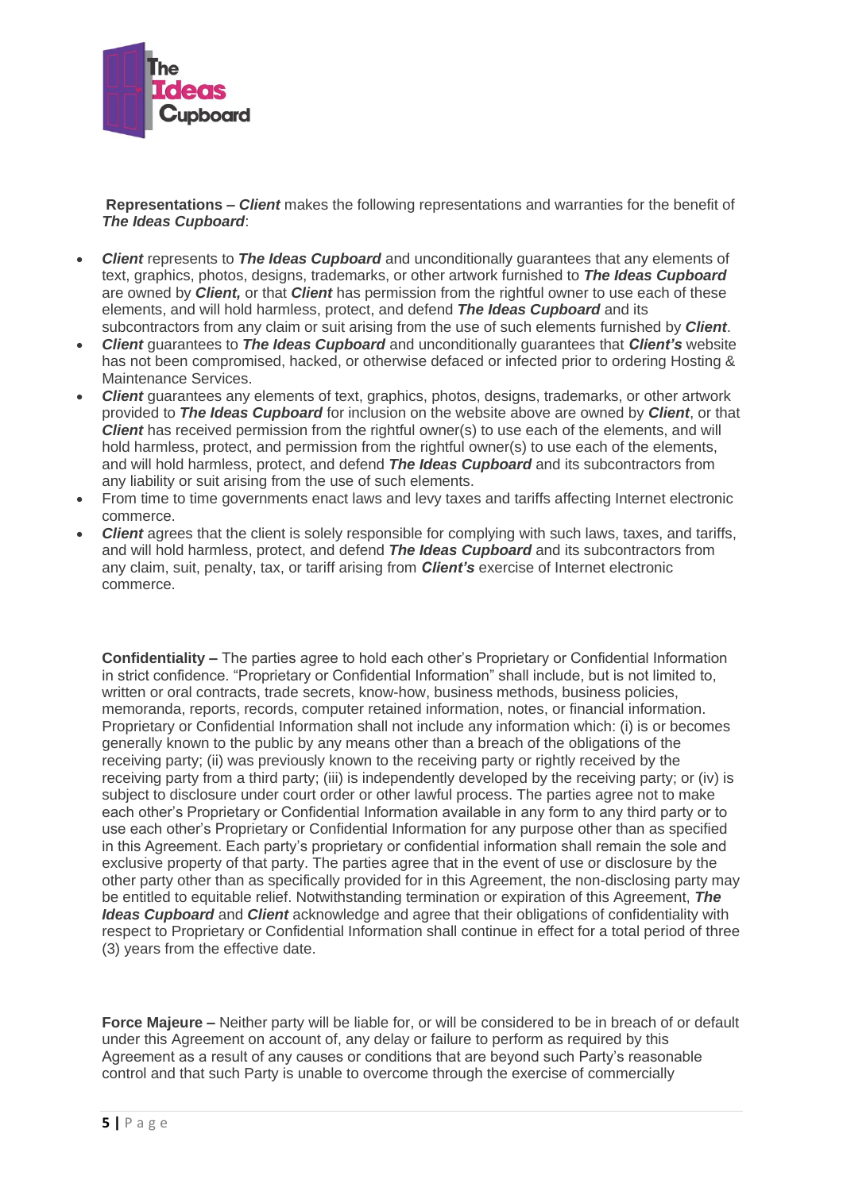**Representations –** ***Client*** makes the following representations and warranties for the benefit of ***The Ideas Cupboard***:

- ***Client*** represents to ***The Ideas Cupboard*** and unconditionally guarantees that any elements of text, graphics, photos, designs, trademarks, or other artwork furnished to ***The Ideas Cupboard*** are owned by ***Client,*** or that ***Client*** has permission from the rightful owner to use each of these elements, and will hold harmless, protect, and defend ***The Ideas Cupboard*** and its subcontractors from any claim or suit arising from the use of such elements furnished by ***Client***.
- ***Client*** guarantees to ***The Ideas Cupboard*** and unconditionally guarantees that ***Client's*** website has not been compromised, hacked, or otherwise defaced or infected prior to ordering Hosting & Maintenance Services.
- ***Client*** guarantees any elements of text, graphics, photos, designs, trademarks, or other artwork provided to ***The Ideas Cupboard*** for inclusion on the website above are owned by ***Client***, or that ***Client*** has received permission from the rightful owner(s) to use each of the elements, and will hold harmless, protect, and permission from the rightful owner(s) to use each of the elements, and will hold harmless, protect, and defend ***The Ideas Cupboard*** and its subcontractors from any liability or suit arising from the use of such elements.
- From time to time governments enact laws and levy taxes and tariffs affecting Internet electronic commerce.
- ***Client*** agrees that the client is solely responsible for complying with such laws, taxes, and tariffs, and will hold harmless, protect, and defend ***The Ideas Cupboard*** and its subcontractors from any claim, suit, penalty, tax, or tariff arising from ***Client's*** exercise of Internet electronic commerce.

**Confidentiality –** The parties agree to hold each other's Proprietary or Confidential Information in strict confidence. "Proprietary or Confidential Information" shall include, but is not limited to, written or oral contracts, trade secrets, know-how, business methods, business policies, memoranda, reports, records, computer retained information, notes, or financial information. Proprietary or Confidential Information shall not include any information which: (i) is or becomes generally known to the public by any means other than a breach of the obligations of the receiving party; (ii) was previously known to the receiving party or rightly received by the receiving party from a third party; (iii) is independently developed by the receiving party; or (iv) is subject to disclosure under court order or other lawful process. The parties agree not to make each other's Proprietary or Confidential Information available in any form to any third party or to use each other's Proprietary or Confidential Information for any purpose other than as specified in this Agreement. Each party's proprietary or confidential information shall remain the sole and exclusive property of that party. The parties agree that in the event of use or disclosure by the other party other than as specifically provided for in this Agreement, the non-disclosing party may be entitled to equitable relief. Notwithstanding termination or expiration of this Agreement, ***The Ideas Cupboard*** and ***Client*** acknowledge and agree that their obligations of confidentiality with respect to Proprietary or Confidential Information shall continue in effect for a total period of three (3) years from the effective date.

**Force Majeure –** Neither party will be liable for, or will be considered to be in breach of or default under this Agreement on account of, any delay or failure to perform as required by this Agreement as a result of any causes or conditions that are beyond such Party's reasonable control and that such Party is unable to overcome through the exercise of commercially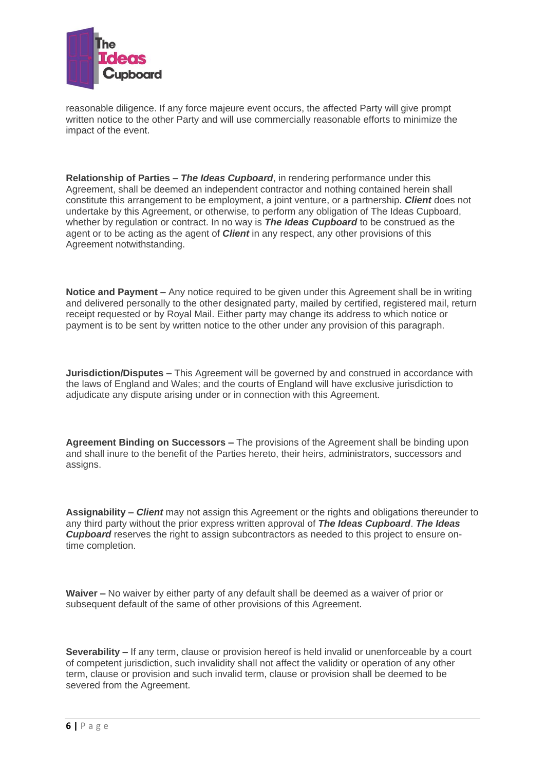reasonable diligence. If any force majeure event occurs, the affected Party will give prompt written notice to the other Party and will use commercially reasonable efforts to minimize the impact of the event.

**Relationship of Parties –** ***The Ideas Cupboard***, in rendering performance under this Agreement, shall be deemed an independent contractor and nothing contained herein shall constitute this arrangement to be employment, a joint venture, or a partnership. ***Client*** does not undertake by this Agreement, or otherwise, to perform any obligation of The Ideas Cupboard, whether by regulation or contract. In no way is ***The Ideas Cupboard*** to be construed as the agent or to be acting as the agent of ***Client*** in any respect, any other provisions of this Agreement notwithstanding.

**Notice and Payment –** Any notice required to be given under this Agreement shall be in writing and delivered personally to the other designated party, mailed by certified, registered mail, return receipt requested or by Royal Mail. Either party may change its address to which notice or payment is to be sent by written notice to the other under any provision of this paragraph.

**Jurisdiction/Disputes –** This Agreement will be governed by and construed in accordance with the laws of England and Wales; and the courts of England will have exclusive jurisdiction to adjudicate any dispute arising under or in connection with this Agreement.

**Agreement Binding on Successors –** The provisions of the Agreement shall be binding upon and shall inure to the benefit of the Parties hereto, their heirs, administrators, successors and assigns.

**Assignability –** ***Client*** may not assign this Agreement or the rights and obligations thereunder to any third party without the prior express written approval of ***The Ideas Cupboard***. ***The Ideas Cupboard*** reserves the right to assign subcontractors as needed to this project to ensure on-time completion.

**Waiver –** No waiver by either party of any default shall be deemed as a waiver of prior or subsequent default of the same of other provisions of this Agreement.

**Severability –** If any term, clause or provision hereof is held invalid or unenforceable by a court of competent jurisdiction, such invalidity shall not affect the validity or operation of any other term, clause or provision and such invalid term, clause or provision shall be deemed to be severed from the Agreement.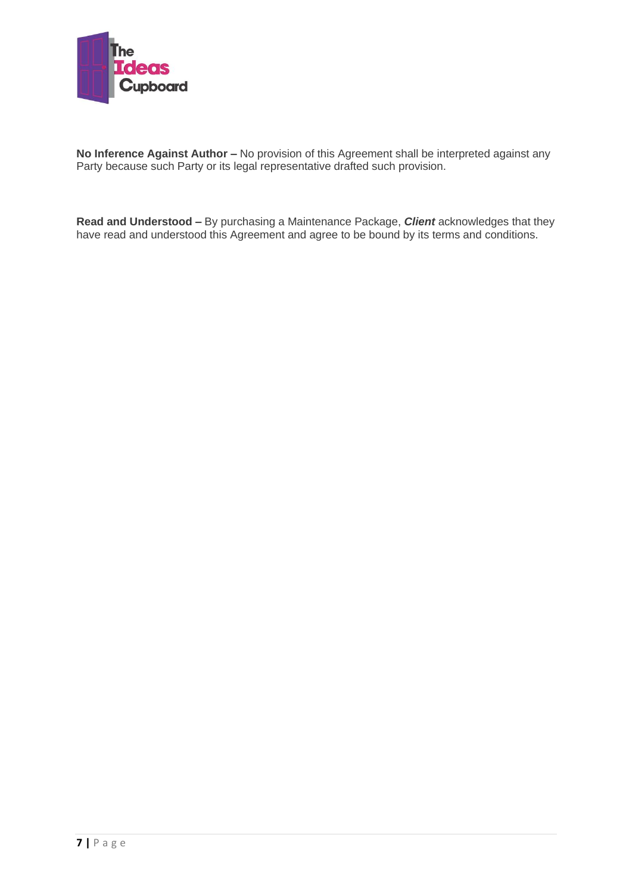**No Inference Against Author –** No provision of this Agreement shall be interpreted against any Party because such Party or its legal representative drafted such provision.

**Read and Understood –** By purchasing a Maintenance Package, ***Client*** acknowledges that they have read and understood this Agreement and agree to be bound by its terms and conditions.